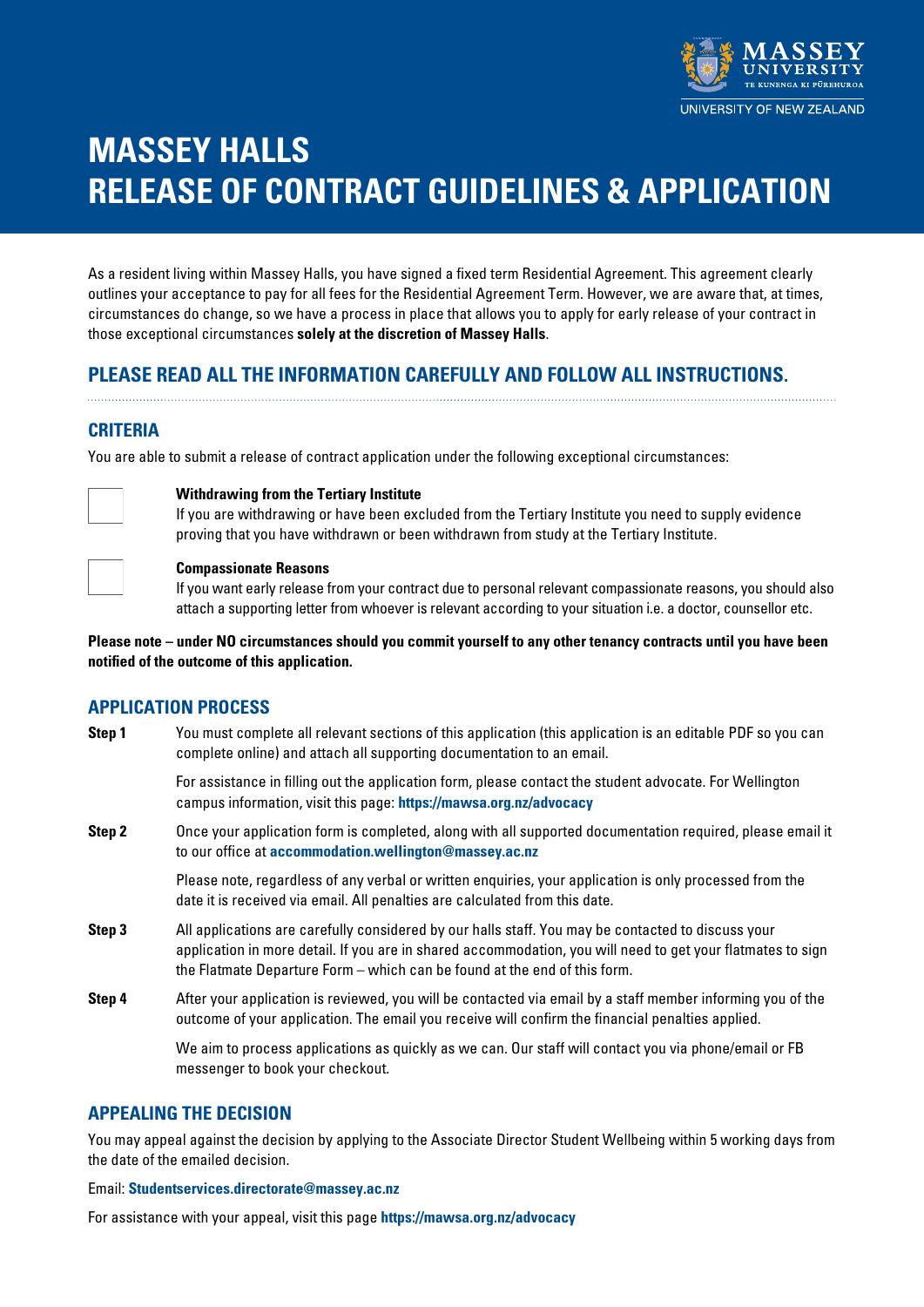MASSEY UNIVERSITY
TE KUNENGA KI PŪREHUROA
UNIVERSITY OF NEW ZEALAND

# MASSEY HALLS
# RELEASE OF CONTRACT GUIDELINES & APPLICATION

As a resident living within Massey Halls, you have signed a fixed term Residential Agreement. This agreement clearly outlines your acceptance to pay for all fees for the Residential Agreement Term. However, we are aware that, at times, circumstances do change, so we have a process in place that allows you to apply for early release of your contract in those exceptional circumstances **solely at the discretion of Massey Halls**.

## PLEASE READ ALL THE INFORMATION CAREFULLY AND FOLLOW ALL INSTRUCTIONS.

## CRITERIA

You are able to submit a release of contract application under the following exceptional circumstances:

- [ ] **Withdrawing from the Tertiary Institute**
  If you are withdrawing or have been excluded from the Tertiary Institute you need to supply evidence proving that you have withdrawn or been withdrawn from study at the Tertiary Institute.

- [ ] **Compassionate Reasons**
  If you want early release from your contract due to personal relevant compassionate reasons, you should also attach a supporting letter from whoever is relevant according to your situation i.e. a doctor, counsellor etc.

**Please note – under NO circumstances should you commit yourself to any other tenancy contracts until you have been notified of the outcome of this application.**

## APPLICATION PROCESS

**Step 1** You must complete all relevant sections of this application (this application is an editable PDF so you can complete online) and attach all supporting documentation to an email.

For assistance in filling out the application form, please contact the student advocate. For Wellington campus information, visit this page: **https://mawsa.org.nz/advocacy**

**Step 2** Once your application form is completed, along with all supported documentation required, please email it to our office at **accommodation.wellington@massey.ac.nz**

Please note, regardless of any verbal or written enquiries, your application is only processed from the date it is received via email. All penalties are calculated from this date.

**Step 3** All applications are carefully considered by our halls staff. You may be contacted to discuss your application in more detail. If you are in shared accommodation, you will need to get your flatmates to sign the Flatmate Departure Form – which can be found at the end of this form.

**Step 4** After your application is reviewed, you will be contacted via email by a staff member informing you of the outcome of your application. The email you receive will confirm the financial penalties applied.

We aim to process applications as quickly as we can. Our staff will contact you via phone/email or FB messenger to book your checkout.

## APPEALING THE DECISION

You may appeal against the decision by applying to the Associate Director Student Wellbeing within 5 working days from the date of the emailed decision.

Email: **Studentservices.directorate@massey.ac.nz**

For assistance with your appeal, visit this page **https://mawsa.org.nz/advocacy**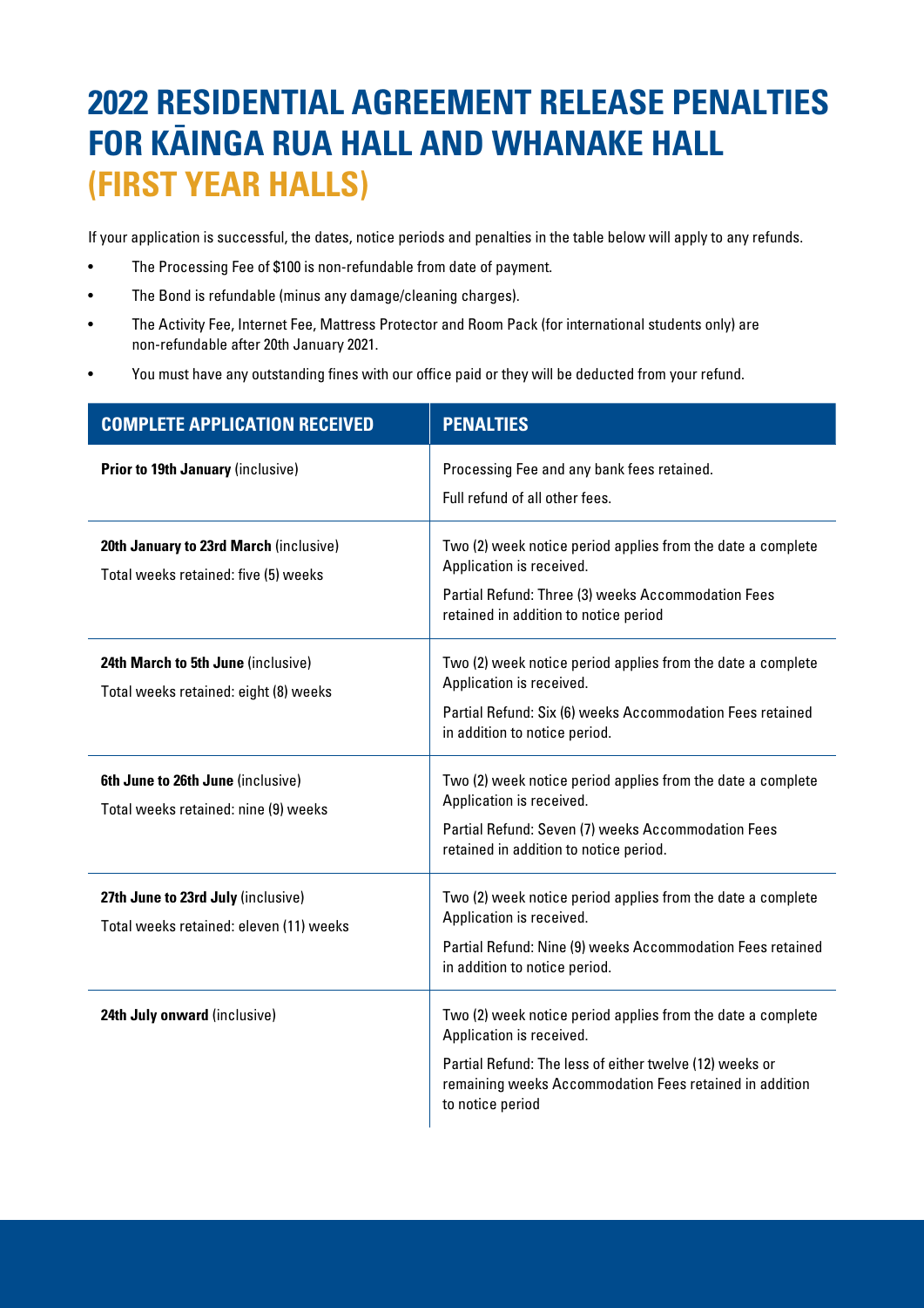# 2022 RESIDENTIAL AGREEMENT RELEASE PENALTIES FOR KĀINGA RUA HALL AND WHANAKE HALL (FIRST YEAR HALLS)

If your application is successful, the dates, notice periods and penalties in the table below will apply to any refunds.

- The Processing Fee of $100 is non-refundable from date of payment.
- The Bond is refundable (minus any damage/cleaning charges).
- The Activity Fee, Internet Fee, Mattress Protector and Room Pack (for international students only) are non-refundable after 20th January 2021.
- You must have any outstanding fines with our office paid or they will be deducted from your refund.

| COMPLETE APPLICATION RECEIVED | PENALTIES |
|---|---|
| **Prior to 19th January** (inclusive) | Processing Fee and any bank fees retained.<br>Full refund of all other fees. |
| **20th January to 23rd March** (inclusive)<br>Total weeks retained: five (5) weeks | Two (2) week notice period applies from the date a complete Application is received.<br>Partial Refund: Three (3) weeks Accommodation Fees retained in addition to notice period |
| **24th March to 5th June** (inclusive)<br>Total weeks retained: eight (8) weeks | Two (2) week notice period applies from the date a complete Application is received.<br>Partial Refund: Six (6) weeks Accommodation Fees retained in addition to notice period. |
| **6th June to 26th June** (inclusive)<br>Total weeks retained: nine (9) weeks | Two (2) week notice period applies from the date a complete Application is received.<br>Partial Refund: Seven (7) weeks Accommodation Fees retained in addition to notice period. |
| **27th June to 23rd July** (inclusive)<br>Total weeks retained: eleven (11) weeks | Two (2) week notice period applies from the date a complete Application is received.<br>Partial Refund: Nine (9) weeks Accommodation Fees retained in addition to notice period. |
| **24th July onward** (inclusive) | Two (2) week notice period applies from the date a complete Application is received.<br>Partial Refund: The less of either twelve (12) weeks or remaining weeks Accommodation Fees retained in addition to notice period |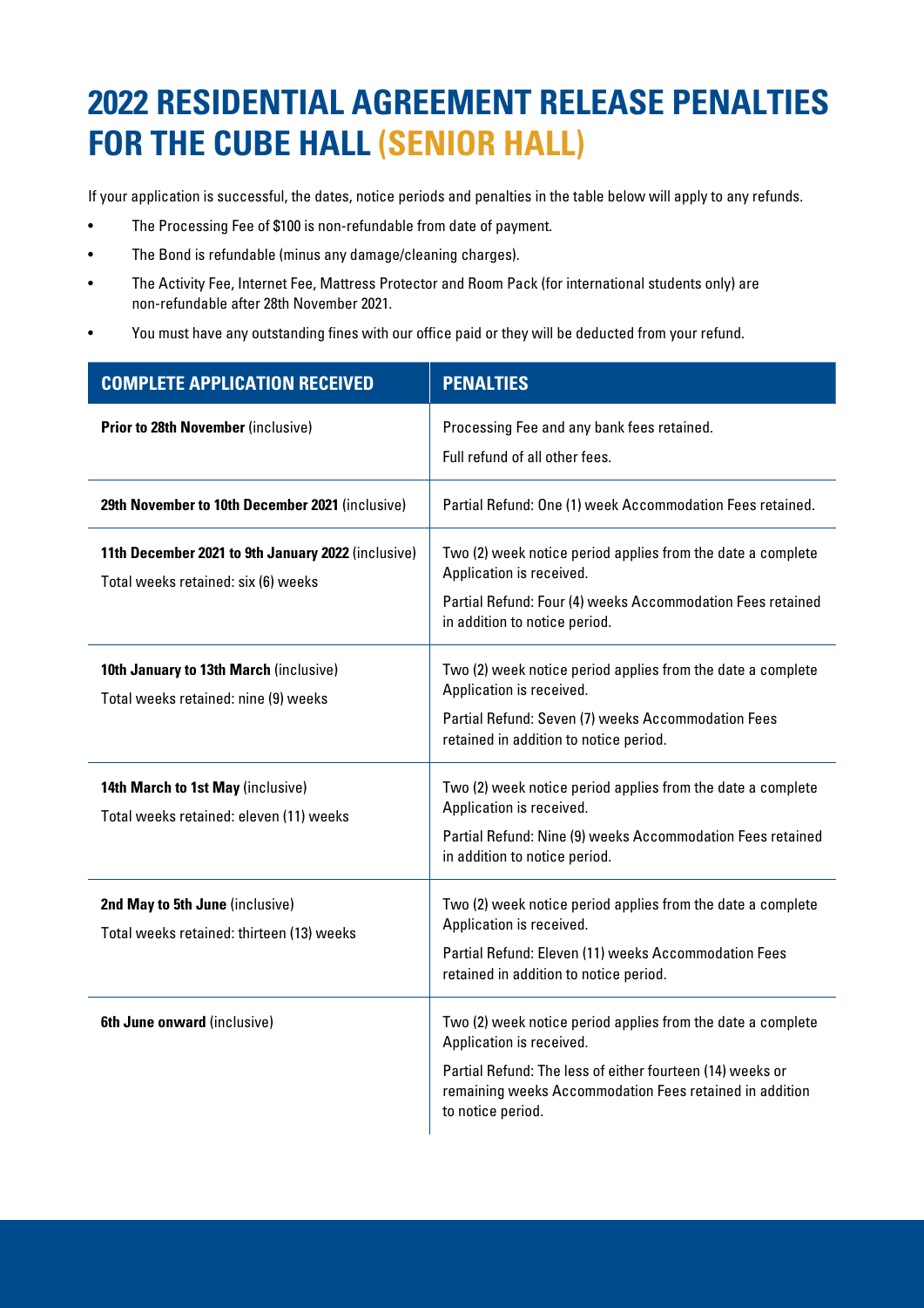# 2022 RESIDENTIAL AGREEMENT RELEASE PENALTIES FOR THE CUBE HALL (SENIOR HALL)

If your application is successful, the dates, notice periods and penalties in the table below will apply to any refunds.

- The Processing Fee of $100 is non-refundable from date of payment.
- The Bond is refundable (minus any damage/cleaning charges).
- The Activity Fee, Internet Fee, Mattress Protector and Room Pack (for international students only) are non-refundable after 28th November 2021.
- You must have any outstanding fines with our office paid or they will be deducted from your refund.

| COMPLETE APPLICATION RECEIVED | PENALTIES |
| --- | --- |
| **Prior to 28th November** (inclusive) | Processing Fee and any bank fees retained.<br>Full refund of all other fees. |
| **29th November to 10th December 2021** (inclusive) | Partial Refund: One (1) week Accommodation Fees retained. |
| **11th December 2021 to 9th January 2022** (inclusive)<br>Total weeks retained: six (6) weeks | Two (2) week notice period applies from the date a complete Application is received.<br>Partial Refund: Four (4) weeks Accommodation Fees retained in addition to notice period. |
| **10th January to 13th March** (inclusive)<br>Total weeks retained: nine (9) weeks | Two (2) week notice period applies from the date a complete Application is received.<br>Partial Refund: Seven (7) weeks Accommodation Fees retained in addition to notice period. |
| **14th March to 1st May** (inclusive)<br>Total weeks retained: eleven (11) weeks | Two (2) week notice period applies from the date a complete Application is received.<br>Partial Refund: Nine (9) weeks Accommodation Fees retained in addition to notice period. |
| **2nd May to 5th June** (inclusive)<br>Total weeks retained: thirteen (13) weeks | Two (2) week notice period applies from the date a complete Application is received.<br>Partial Refund: Eleven (11) weeks Accommodation Fees retained in addition to notice period. |
| **6th June onward** (inclusive) | Two (2) week notice period applies from the date a complete Application is received.<br>Partial Refund: The less of either fourteen (14) weeks or remaining weeks Accommodation Fees retained in addition to notice period. |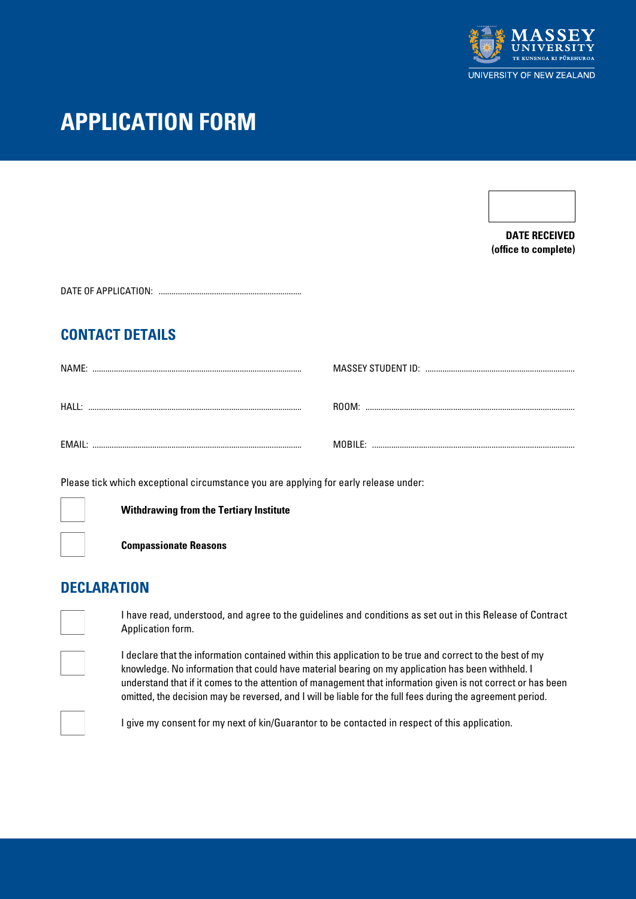MASSEY UNIVERSITY
TE KUNENGA KI PŪREHUROA
UNIVERSITY OF NEW ZEALAND

# APPLICATION FORM

☐

**DATE RECEIVED**
**(office to complete)**

DATE OF APPLICATION: ..................................................................

## CONTACT DETAILS

NAME: ..................................................................................... MASSEY STUDENT ID: ......................................................................

HALL: ..................................................................................... ROOM: ..................................................................................................

EMAIL: ..................................................................................... MOBILE: ...............................................................................................

Please tick which exceptional circumstance you are applying for early release under:

☐ **Withdrawing from the Tertiary Institute**

☐ **Compassionate Reasons**

## DECLARATION

☐ I have read, understood, and agree to the guidelines and conditions as set out in this Release of Contract Application form.

☐ I declare that the information contained within this application to be true and correct to the best of my knowledge. No information that could have material bearing on my application has been withheld. I understand that if it comes to the attention of management that information given is not correct or has been omitted, the decision may be reversed, and I will be liable for the full fees during the agreement period.

☐ I give my consent for my next of kin/Guarantor to be contacted in respect of this application.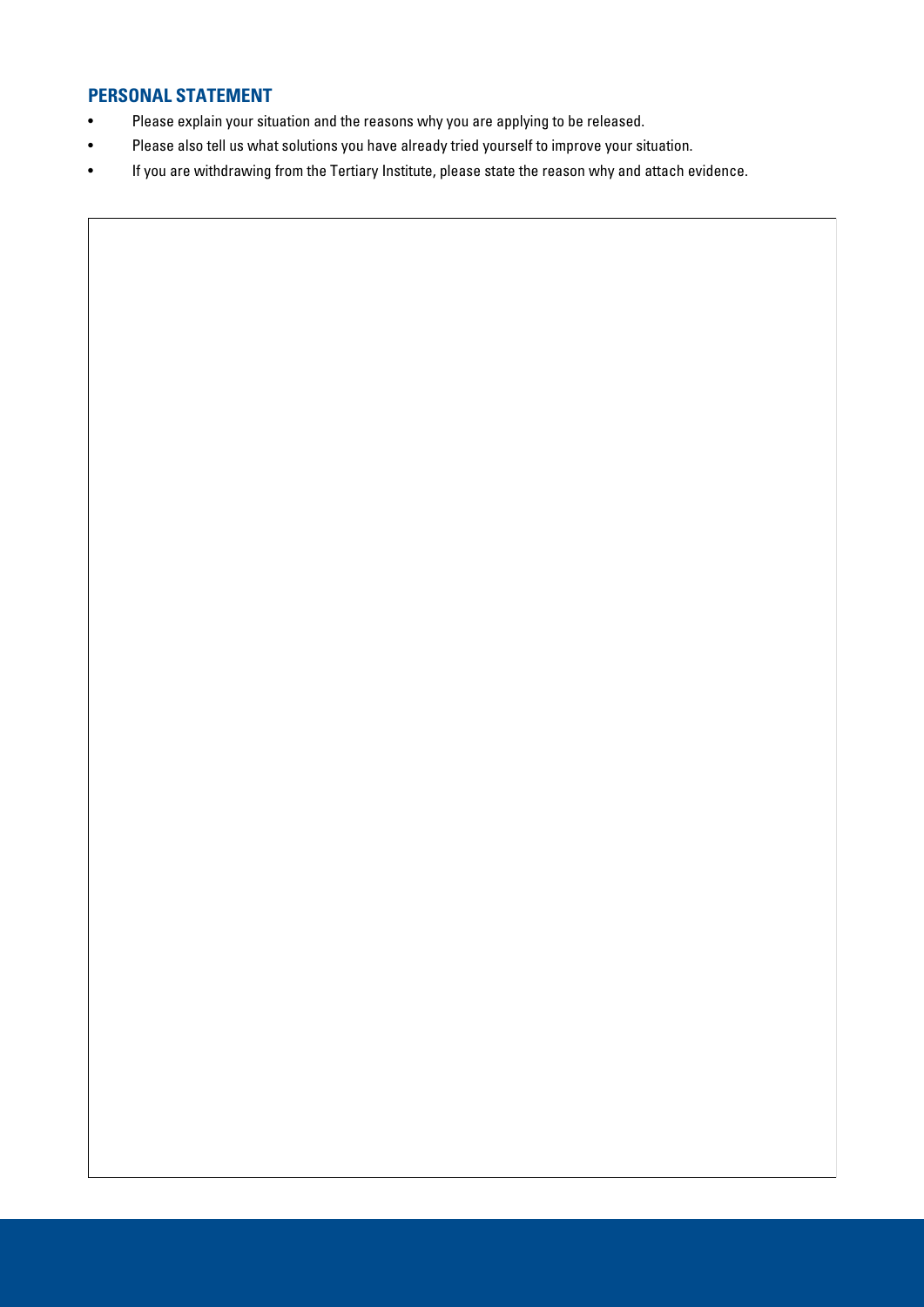## PERSONAL STATEMENT

- Please explain your situation and the reasons why you are applying to be released.
- Please also tell us what solutions you have already tried yourself to improve your situation.
- If you are withdrawing from the Tertiary Institute, please state the reason why and attach evidence.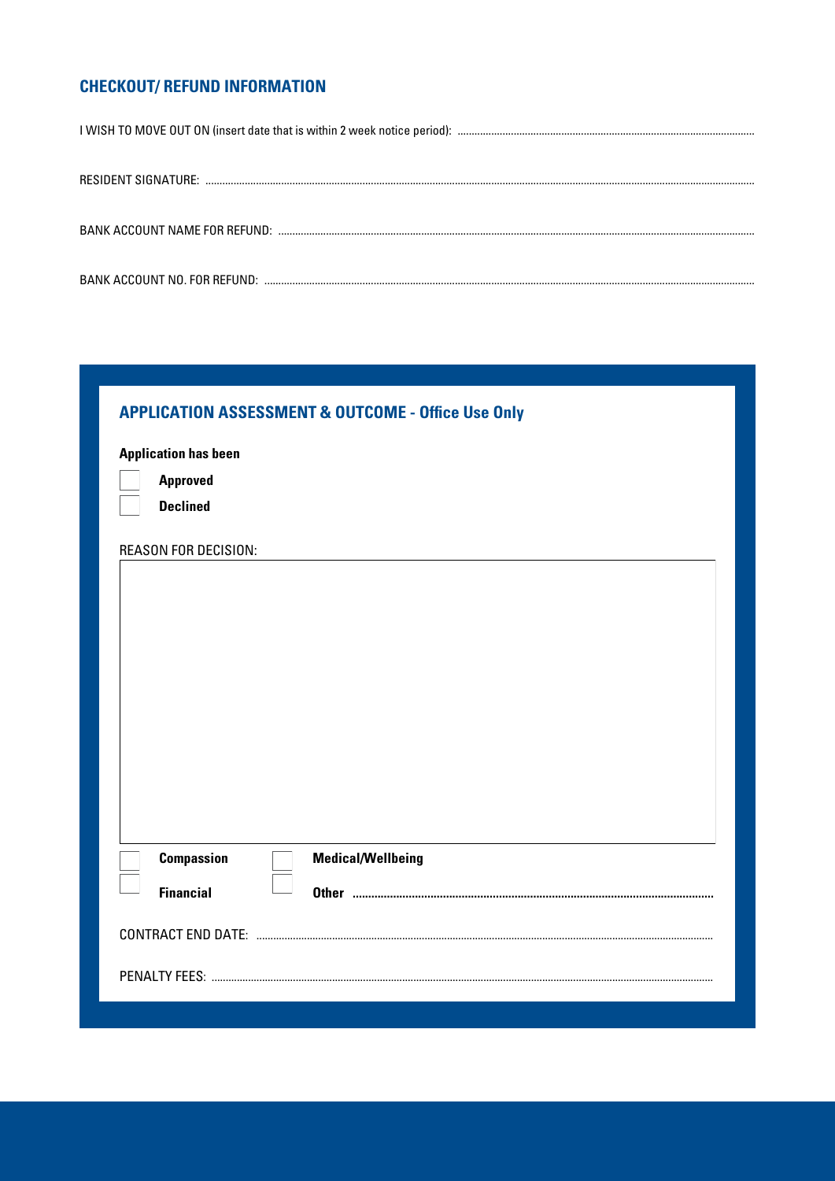## CHECKOUT/ REFUND INFORMATION

I WISH TO MOVE OUT ON (insert date that is within 2 week notice period): ..........................................................................................................

RESIDENT SIGNATURE: ..........................................................................................................

BANK ACCOUNT NAME FOR REFUND: ..........................................................................................................

BANK ACCOUNT NO. FOR REFUND: ..........................................................................................................

## APPLICATION ASSESSMENT & OUTCOME - Office Use Only

**Application has been**

- [ ] **Approved**
- [ ] **Declined**

REASON FOR DECISION:

- [ ] **Compassion**
- [ ] **Medical/Wellbeing**
- [ ] **Financial**
- [ ] **Other** ..........................................................................................................

CONTRACT END DATE: ..........................................................................................................

PENALTY FEES: ..........................................................................................................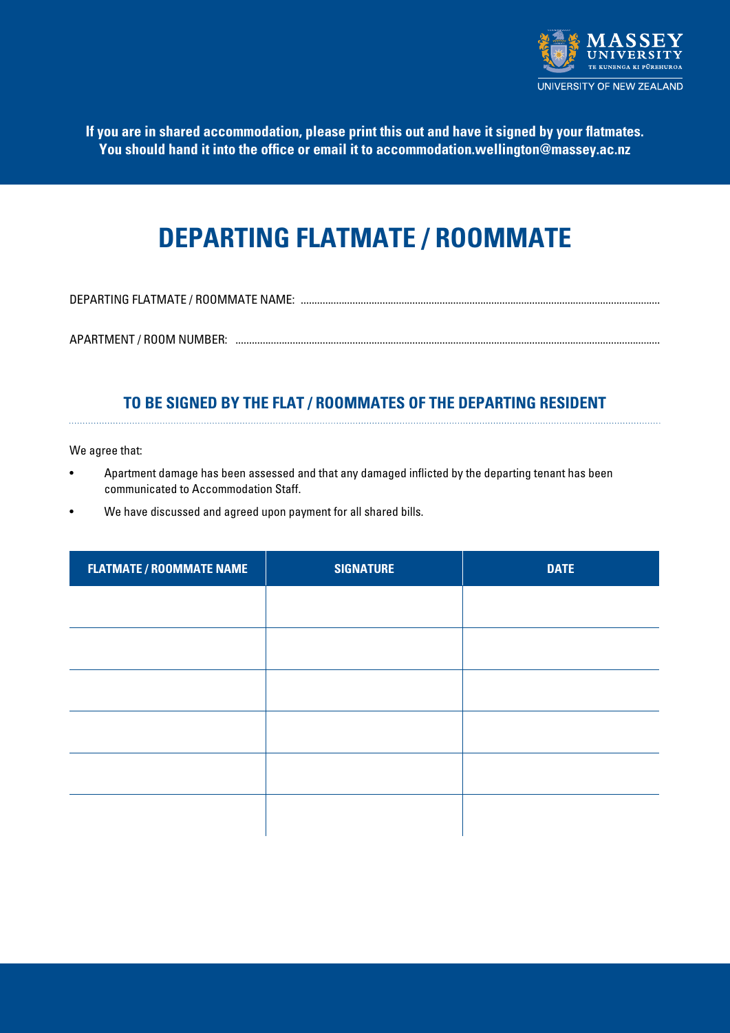MASSEY UNIVERSITY
TE KUNENGA KI PŪREHUROA
UNIVERSITY OF NEW ZEALAND

**If you are in shared accommodation, please print this out and have it signed by your flatmates. You should hand it into the office or email it to accommodation.wellington@massey.ac.nz**

# DEPARTING FLATMATE / ROOMMATE

DEPARTING FLATMATE / ROOMMATE NAME: ..................................................................................................................................

APARTMENT / ROOM NUMBER: ..................................................................................................................................

## TO BE SIGNED BY THE FLAT / ROOMMATES OF THE DEPARTING RESIDENT

We agree that:

- Apartment damage has been assessed and that any damaged inflicted by the departing tenant has been communicated to Accommodation Staff.
- We have discussed and agreed upon payment for all shared bills.

| FLATMATE / ROOMMATE NAME | SIGNATURE | DATE |
| --- | --- | --- |
| | | |
| | | |
| | | |
| | | |
| | | |
| | | |